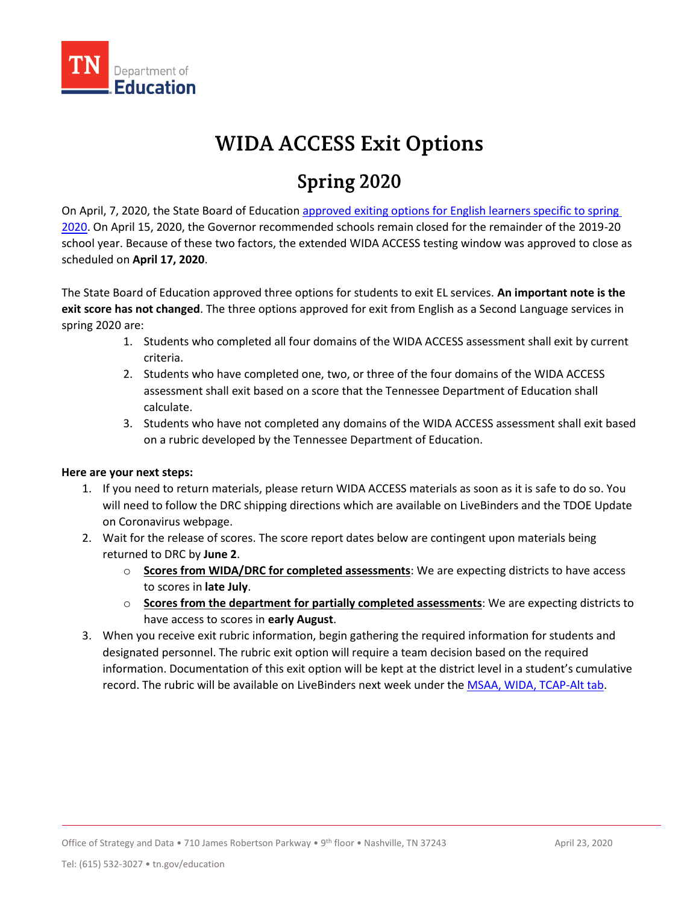# WIDA ACCESS Exit Options

## Spring 2020

On April, 7, 2020, the State Board of Education approved exiting options for English learners specific to spring 2020. On April 15, 2020, the Governor recommended schools remain closed for the remainder of the 2019-20 school year. Because of these two factors, the extended WIDA ACCESS testing window was approved to close as scheduled on **April 17, 2020**.

The State Board of Education approved three options for students to exit EL services. **An important note is the exit score has not changed**. The three options approved for exit from English as a Second Language services in spring 2020 are:

1. Students who completed all four domains of the WIDA ACCESS assessment shall exit by current criteria.
2. Students who have completed one, two, or three of the four domains of the WIDA ACCESS assessment shall exit based on a score that the Tennessee Department of Education shall calculate.
3. Students who have not completed any domains of the WIDA ACCESS assessment shall exit based on a rubric developed by the Tennessee Department of Education.

**Here are your next steps:**

1. If you need to return materials, please return WIDA ACCESS materials as soon as it is safe to do so. You will need to follow the DRC shipping directions which are available on LiveBinders and the TDOE Update on Coronavirus webpage.
2. Wait for the release of scores. The score report dates below are contingent upon materials being returned to DRC by **June 2**.
   - **Scores from WIDA/DRC for completed assessments**: We are expecting districts to have access to scores in **late July**.
   - **Scores from the department for partially completed assessments**: We are expecting districts to have access to scores in **early August**.
3. When you receive exit rubric information, begin gathering the required information for students and designated personnel. The rubric exit option will require a team decision based on the required information. Documentation of this exit option will be kept at the district level in a student's cumulative record. The rubric will be available on LiveBinders next week under the MSAA, WIDA, TCAP-Alt tab.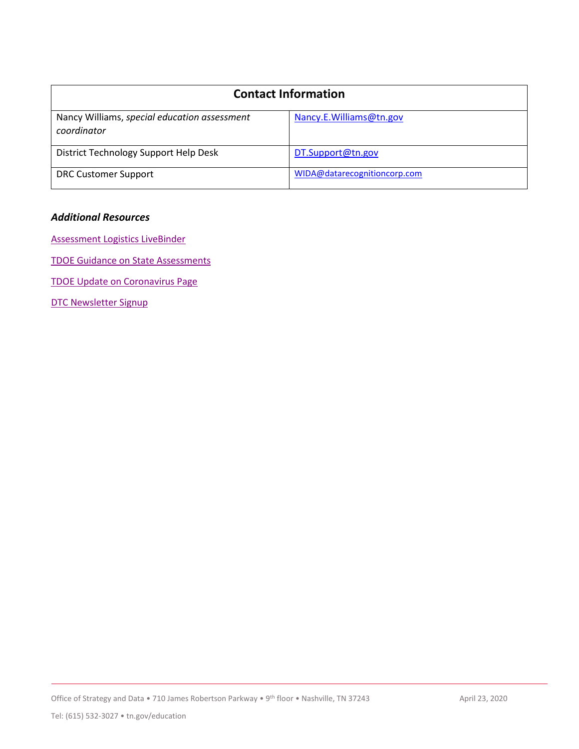| Contact Information | |
|---|---|
| Nancy Williams, *special education assessment coordinator* | Nancy.E.Williams@tn.gov |
| District Technology Support Help Desk | DT.Support@tn.gov |
| DRC Customer Support | WIDA@datarecognitioncorp.com |

***Additional Resources***

Assessment Logistics LiveBinder

TDOE Guidance on State Assessments

TDOE Update on Coronavirus Page

DTC Newsletter Signup